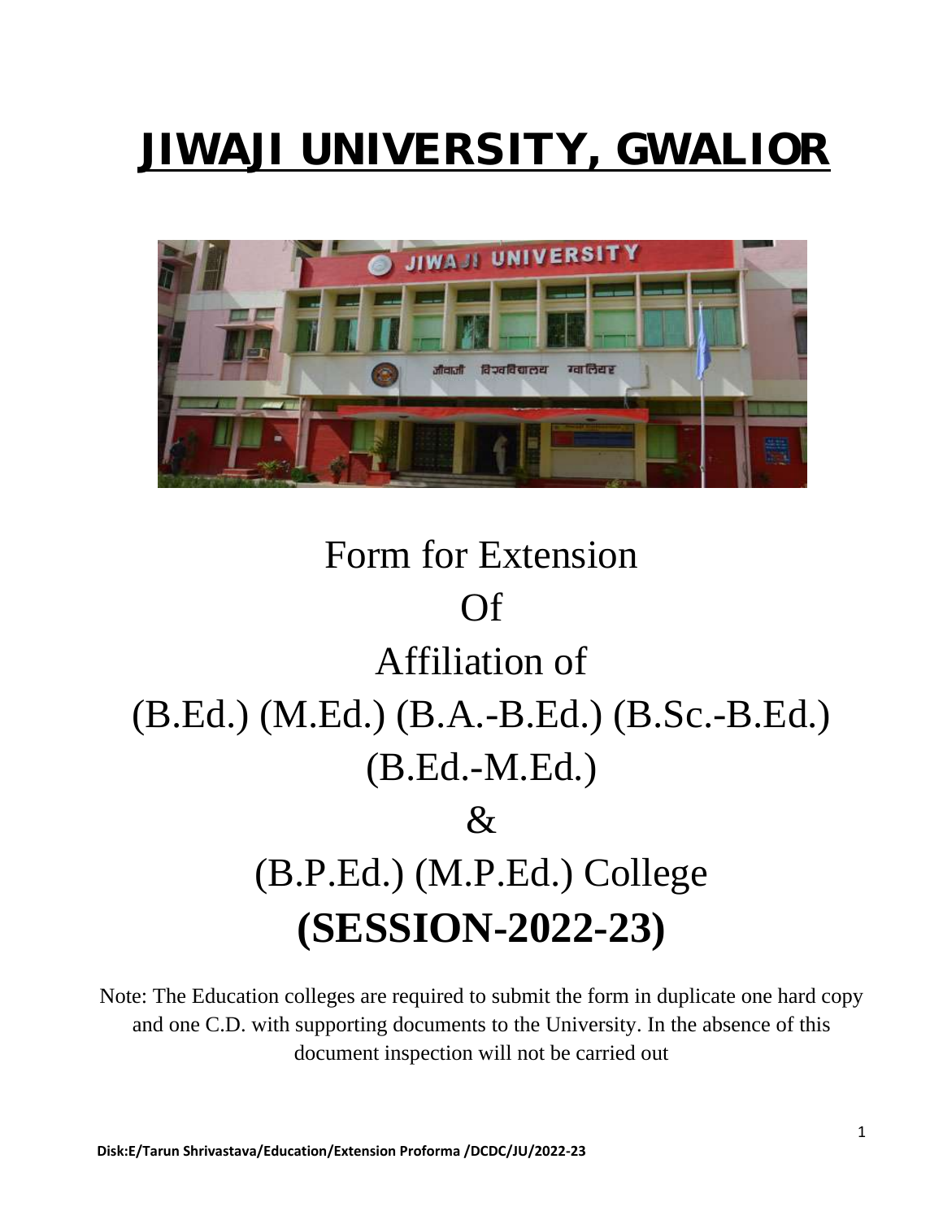# JIWAJI UNIVERSITY, GWALIOR

Form for Extension

Of

Affiliation of

(B.Ed.) (M.Ed.) (B.A.-B.Ed.) (B.Sc.-B.Ed.)

(B.Ed.-M.Ed.)

&

(B.P.Ed.) (M.P.Ed.) College

**(SESSION-2022-23)**

Note: The Education colleges are required to submit the form in duplicate one hard copy and one C.D. with supporting documents to the University. In the absence of this document inspection will not be carried out

Disk:E/Tarun Shrivastava/Education/Extension Proforma /DCDC/JU/2022-23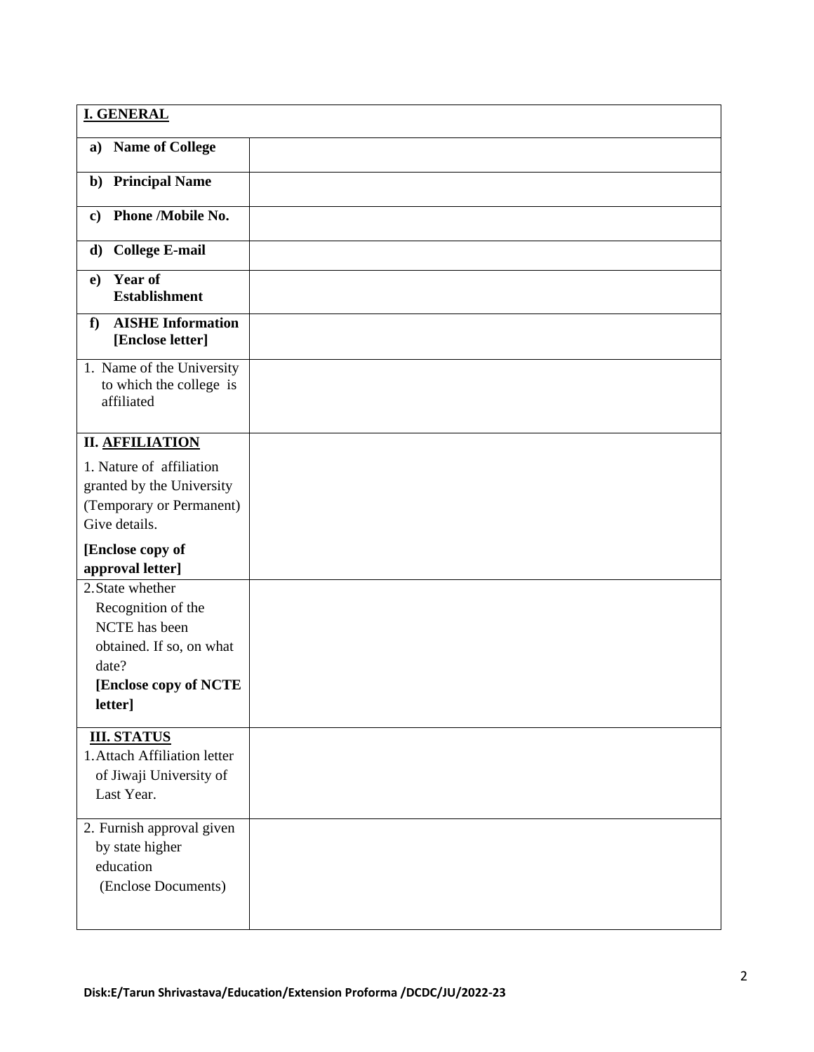| **I. GENERAL** | |
|---|---|
| **a) Name of College** | |
| **b) Principal Name** | |
| **c) Phone /Mobile No.** | |
| **d) College E-mail** | |
| **e) Year of Establishment** | |
| **f) AISHE Information [Enclose letter]** | |
| 1. Name of the University to which the college is affiliated | |
| **II. AFFILIATION**<br>1. Nature of affiliation granted by the University (Temporary or Permanent) Give details.<br>**[Enclose copy of approval letter]** | |
| 2. State whether Recognition of the NCTE has been obtained. If so, on what date?<br>**[Enclose copy of NCTE letter]** | |
| **III. STATUS**<br>1. Attach Affiliation letter of Jiwaji University of Last Year. | |
| 2. Furnish approval given by state higher education (Enclose Documents) | |

**Disk:E/Tarun Shrivastava/Education/Extension Proforma /DCDC/JU/2022-23**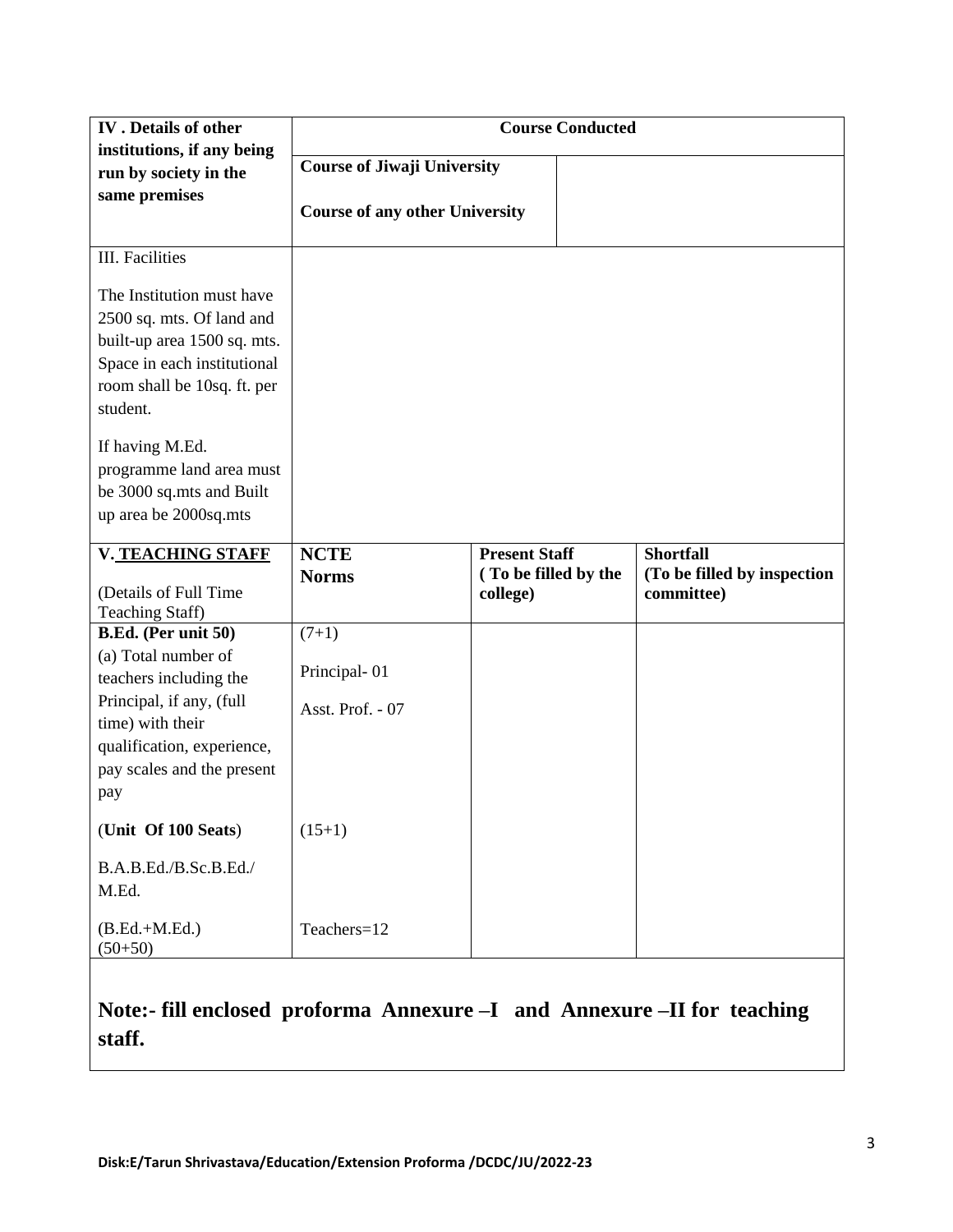| **IV . Details of other institutions, if any being run by society in the same premises** | **Course Conducted** | | |
|---|---|---|---|
| | **Course of Jiwaji University**<br><br>**Course of any other University** | | |
| III. Facilities<br><br>The Institution must have 2500 sq. mts. Of land and built-up area 1500 sq. mts. Space in each institutional room shall be 10sq. ft. per student.<br><br>If having M.Ed. programme land area must be 3000 sq.mts and Built up area be 2000sq.mts | | | |
| **V. TEACHING STAFF**<br><br>(Details of Full Time Teaching Staff) | **NCTE Norms** | **Present Staff ( To be filled by the college)** | **Shortfall (To be filled by inspection committee)** |
| **B.Ed. (Per unit 50)**<br>(a) Total number of teachers including the Principal, if any, (full time) with their qualification, experience, pay scales and the present pay<br><br>(**Unit Of 100 Seats**)<br><br>B.A.B.Ed./B.Sc.B.Ed./ M.Ed.<br><br>(B.Ed.+M.Ed.) (50+50) | (7+1)<br><br>Principal- 01<br><br>Asst. Prof. - 07<br><br><br>(15+1)<br><br><br>Teachers=12 | | |

**Note:- fill enclosed proforma Annexure –I and Annexure –II for teaching staff.**

Disk:E/Tarun Shrivastava/Education/Extension Proforma /DCDC/JU/2022-23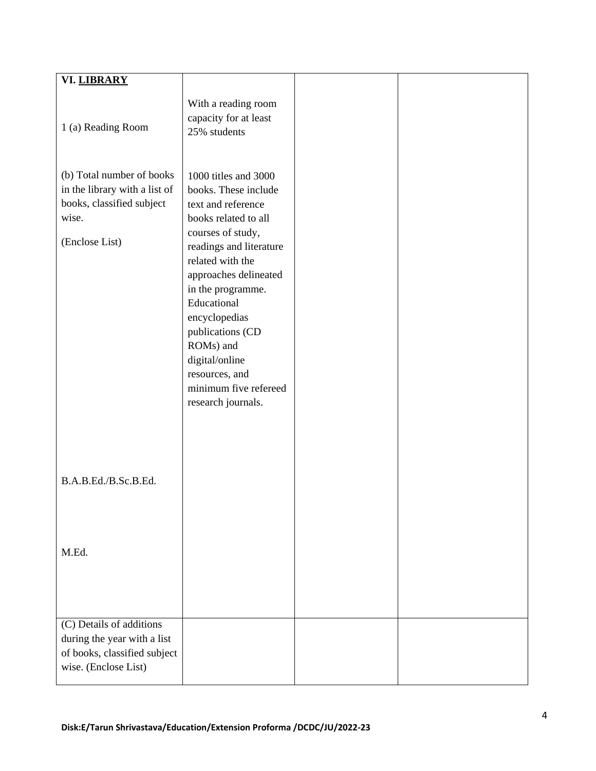| **VI. LIBRARY** | | | |
|---|---|---|---|
| 1 (a) Reading Room | With a reading room capacity for at least 25% students | | |
| (b) Total number of books in the library with a list of books, classified subject wise.<br><br>(Enclose List)<br><br>B.A.B.Ed./B.Sc.B.Ed.<br><br>M.Ed. | 1000 titles and 3000 books. These include text and reference books related to all courses of study, readings and literature related with the approaches delineated in the programme. Educational encyclopedias publications (CD ROMs) and digital/online resources, and minimum five refereed research journals. | | |
| (C) Details of additions during the year with a list of books, classified subject wise. (Enclose List) | | | |

Disk:E/Tarun Shrivastava/Education/Extension Proforma /DCDC/JU/2022-23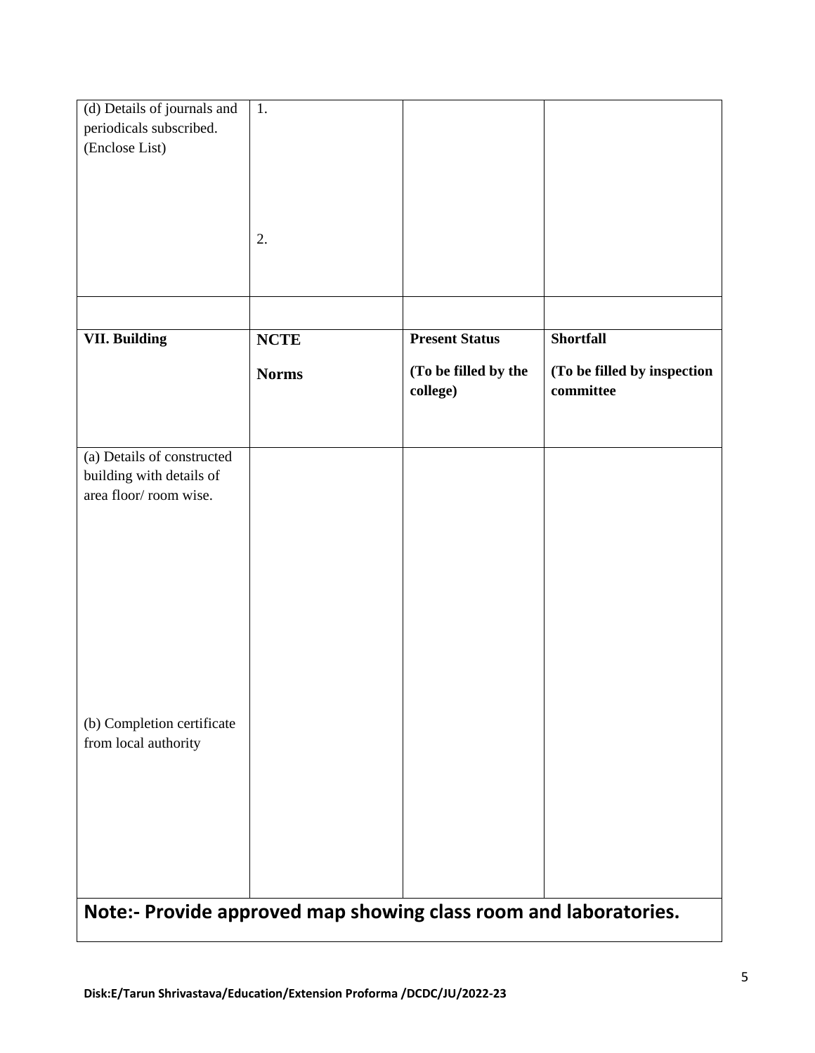| (d) Details of journals and periodicals subscribed. (Enclose List) | 1.<br><br>2. | | |
|---|---|---|---|
| | | | |
| **VII. Building** | **NCTE**<br><br>**Norms** | **Present Status**<br><br>**(To be filled by the college)** | **Shortfall**<br><br>**(To be filled by inspection committee** |
| (a) Details of constructed building with details of area floor/ room wise.<br><br>(b) Completion certificate from local authority | | | |
| **Note:- Provide approved map showing class room and laboratories.** | | | |

Disk:E/Tarun Shrivastava/Education/Extension Proforma /DCDC/JU/2022-23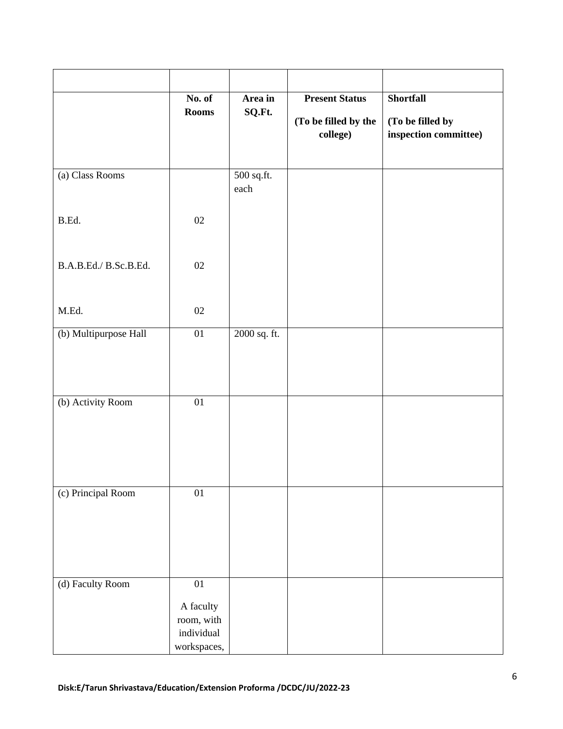| | | | | |
|---|---|---|---|---|
| | **No. of Rooms** | **Area in SQ.Ft.** | **Present Status (To be filled by the college)** | **Shortfall (To be filled by inspection committee)** |
| (a) Class Rooms<br><br>B.Ed.<br><br>B.A.B.Ed./ B.Sc.B.Ed.<br><br>M.Ed. | <br><br>02<br><br>02<br><br>02 | 500 sq.ft. each | | |
| (b) Multipurpose Hall | 01 | 2000 sq. ft. | | |
| (b) Activity Room | 01 | | | |
| (c) Principal Room | 01 | | | |
| (d) Faculty Room | 01<br><br>A faculty room, with individual workspaces, | | | |

Disk:E/Tarun Shrivastava/Education/Extension Proforma /DCDC/JU/2022-23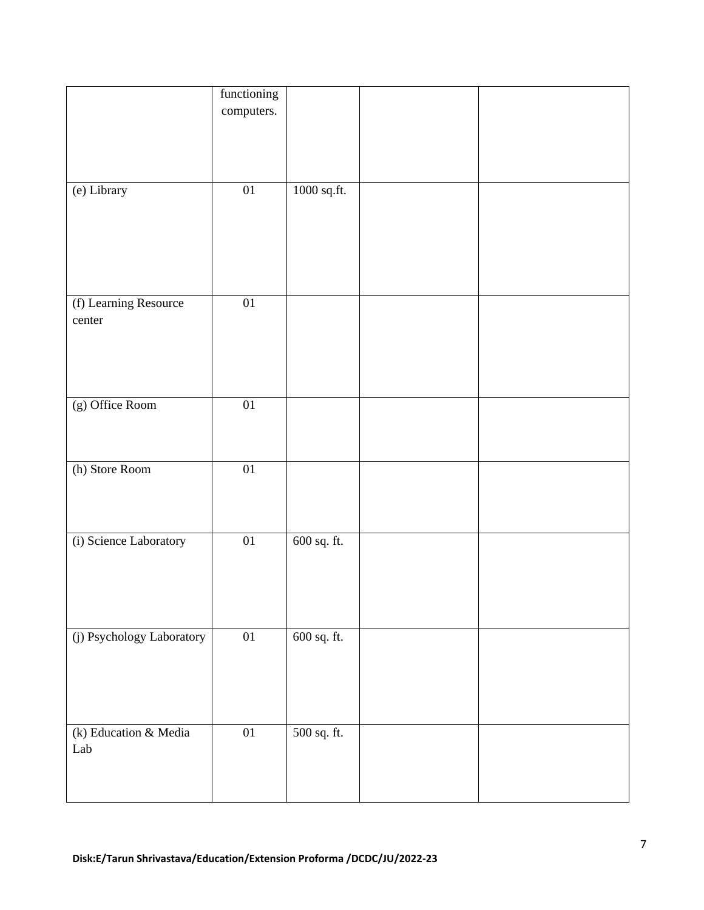|  |  |  |  |  |
|---|---|---|---|---|
|  | functioning computers. |  |  |  |
| (e) Library | 01 | 1000 sq.ft. |  |  |
| (f) Learning Resource center | 01 |  |  |  |
| (g) Office Room | 01 |  |  |  |
| (h) Store Room | 01 |  |  |  |
| (i) Science Laboratory | 01 | 600 sq. ft. |  |  |
| (j) Psychology Laboratory | 01 | 600 sq. ft. |  |  |
| (k) Education & Media Lab | 01 | 500 sq. ft. |  |  |

**Disk:E/Tarun Shrivastava/Education/Extension Proforma /DCDC/JU/2022-23**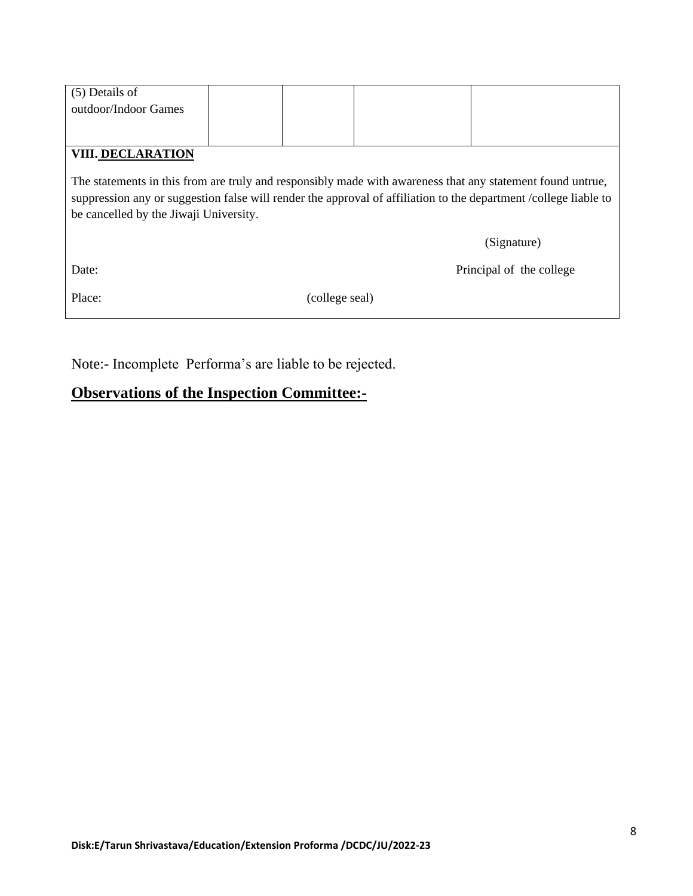| (5) Details of outdoor/Indoor Games | | | | |
|---|---|---|---|---|

**VIII. DECLARATION**

The statements in this from are truly and responsibly made with awareness that any statement found untrue, suppression any or suggestion false will render the approval of affiliation to the department /college liable to be cancelled by the Jiwaji University.

(Signature)

Date: Principal of the college

Place: (college seal)

Note:- Incomplete Performa's are liable to be rejected.

## Observations of the Inspection Committee:-

Disk:E/Tarun Shrivastava/Education/Extension Proforma /DCDC/JU/2022-23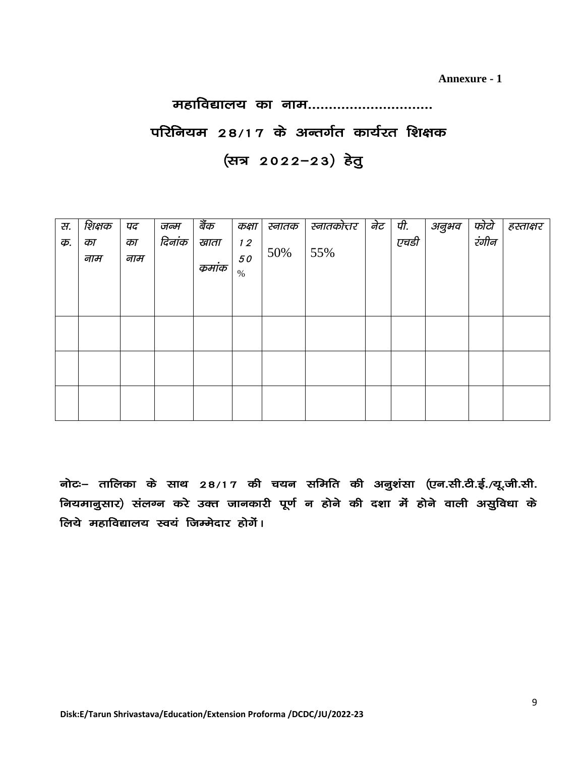**Annexure - 1**

## महाविद्यालय का नाम..............................

## परिनियम 28/17 के अन्तर्गत कार्यरत शिक्षक

## (सत्र 2022–23) हेतु

| स. क्र. | शिक्षक का नाम | पद का नाम | जन्म दिनांक | बैंक खाता क्रमांक | कक्षा 12 50 % | स्नातक 50% | स्नातकोत्तर 55% | नेट | पी. एचडी | अनुभव | फोटो रंगीन | हस्ताक्षर |
|---|---|---|---|---|---|---|---|---|---|---|---|---|
| | | | | | | | | | | | | |
| | | | | | | | | | | | | |
| | | | | | | | | | | | | |

**नोटः– तालिका के साथ 28/17 की चयन समिति की अनुशंसा (एन.सी.टी.ई./यू.जी.सी. नियमानुसार) संलग्न करे उक्त जानकारी पूर्ण न होने की दशा में होने वाली असुविधा के लिये महाविद्यालय स्वयं जिम्मेदार होगें।**

Disk:E/Tarun Shrivastava/Education/Extension Proforma /DCDC/JU/2022-23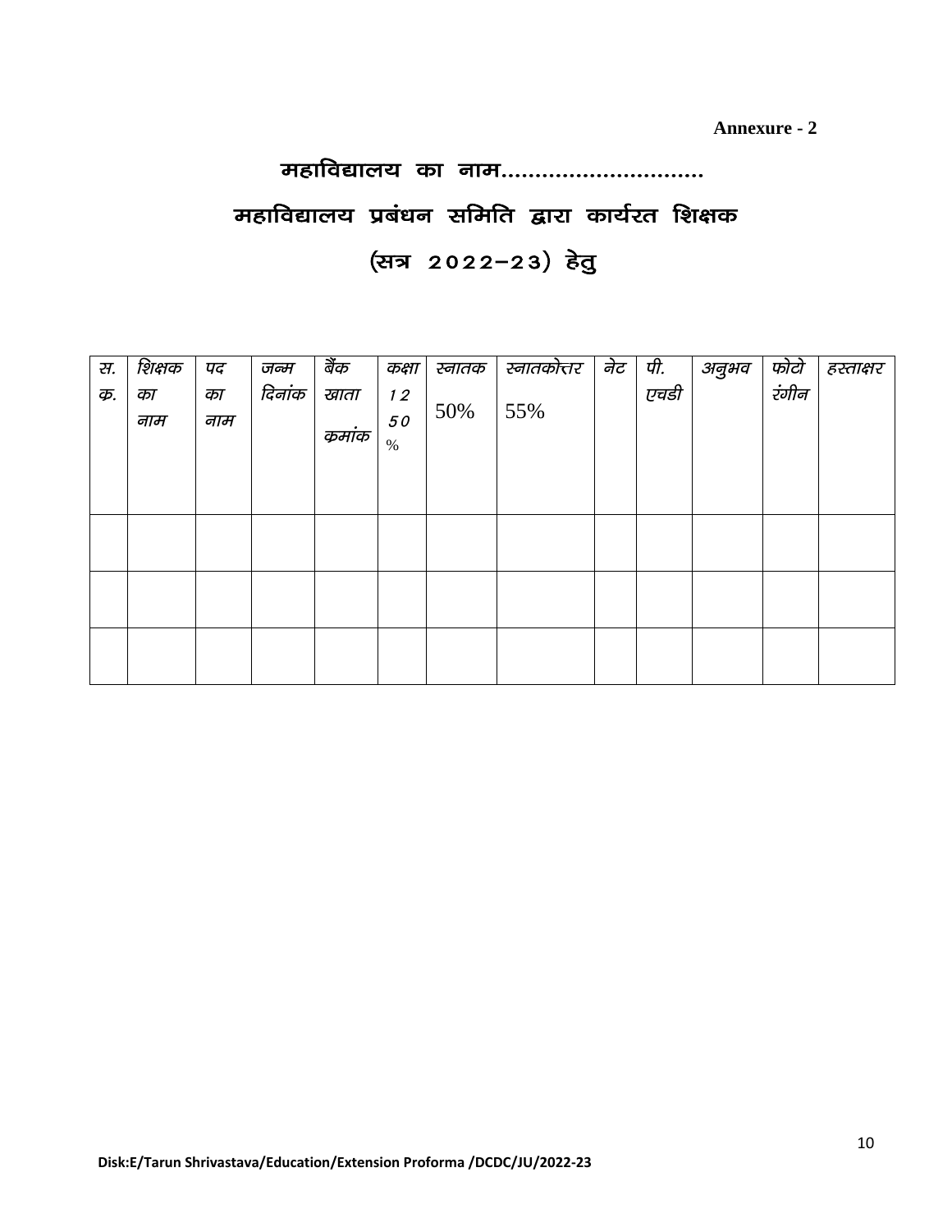**Annexure - 2**

## महाविद्यालय का नाम..............................

## महाविद्यालय प्रबंधन समिति द्वारा कार्यरत शिक्षक

## (सत्र 2022–23) हेतु

| स. क्र. | शिक्षक का नाम | पद का नाम | जन्म दिनांक | बैंक खाता क्रमांक | कक्षा 12 50 % | स्नातक 50% | स्नातकोत्तर 55% | नेट | पी. एचडी | अनुभव | फोटो रंगीन | हस्ताक्षर |
|---|---|---|---|---|---|---|---|---|---|---|---|---|
| | | | | | | | | | | | | |
| | | | | | | | | | | | | |
| | | | | | | | | | | | | |

Disk:E/Tarun Shrivastava/Education/Extension Proforma /DCDC/JU/2022-23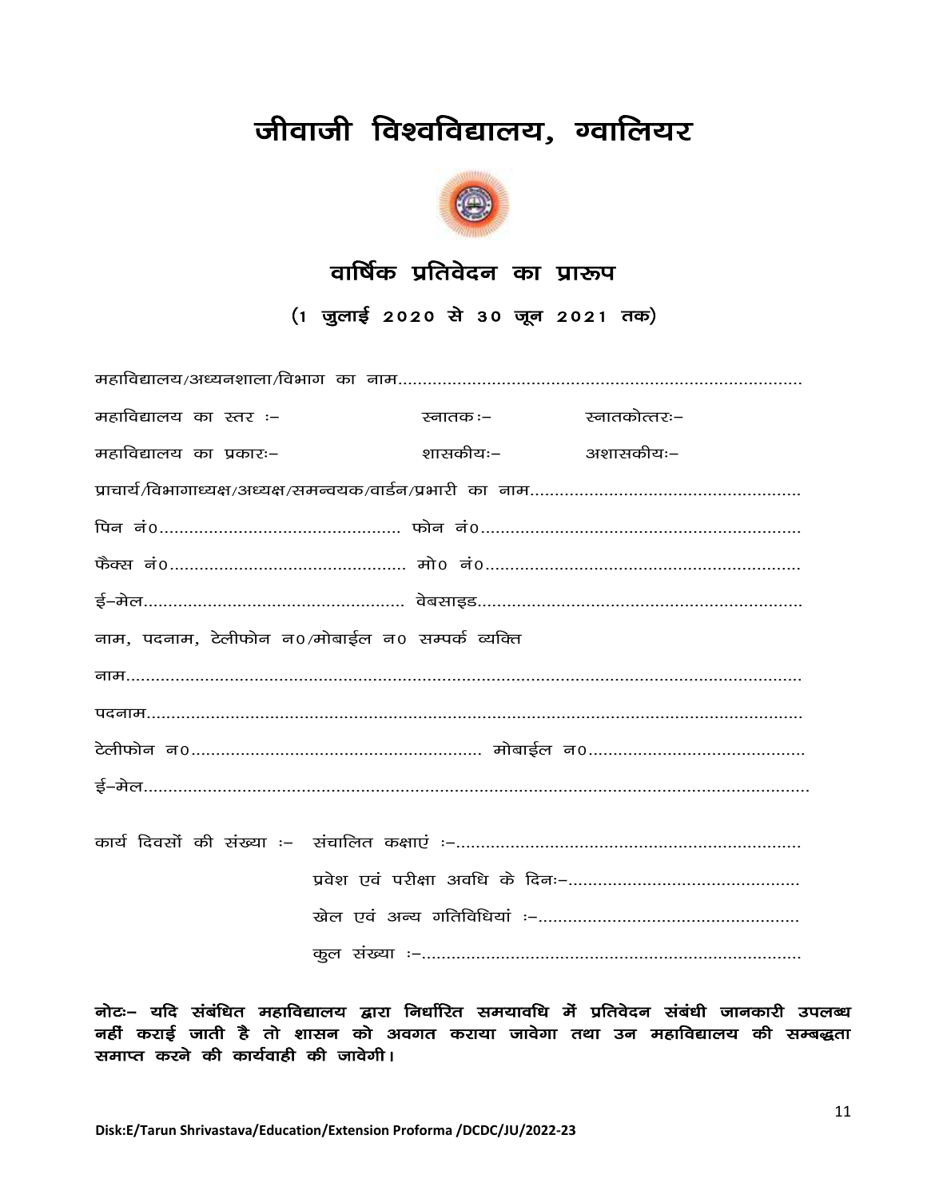# जीवाजी विश्वविद्यालय, ग्वालियर

## वार्षिक प्रतिवेदन का प्रारूप

### (1 जुलाई 2020 से 30 जून 2021 तक)

महाविद्यालय/अध्यनशाला/विभाग का नाम..................................................................................

महाविद्यालय का स्तर :– स्नातक :– स्नातकोत्तरः–

महाविद्यालय का प्रकारः– शासकीयः– अशासकीयः–

प्राचार्य/विभागाध्यक्ष/अध्यक्ष/समन्वयक/वार्डन/प्रभारी का नाम......................................................

पिन नं0................................................ फोन नं0................................................................

फैक्स नं0............................................... मो0 नं0................................................................

ई–मेल.................................................... वेबसाइड.................................................................

नाम, पदनाम, टेलीफोन न0/मोबाईल न0 सम्पर्क व्यक्ति

नाम..........................................................................................................................

पदनाम......................................................................................................................

टेलीफोन न0.......................................................... मोबाईल न0...........................................

ई–मेल.........................................................................................................................

कार्य दिवसों की संख्या :– संचालित कक्षाएं :–.....................................................................

प्रवेश एवं परीक्षा अवधि के दिनः–...............................................

खेल एवं अन्य गतिविधियां :–....................................................

कुल संख्या :–...........................................................................

**नोटः– यदि संबंधित महाविद्यालय द्वारा निर्धारित समयावधि में प्रतिवेदन संबंधी जानकारी उपलब्ध नहीं कराई जाती है तो शासन को अवगत कराया जावेगा तथा उन महाविद्यालय की सम्बद्धता समाप्त करने की कार्यवाही की जावेगी।**

**Disk:E/Tarun Shrivastava/Education/Extension Proforma /DCDC/JU/2022-23**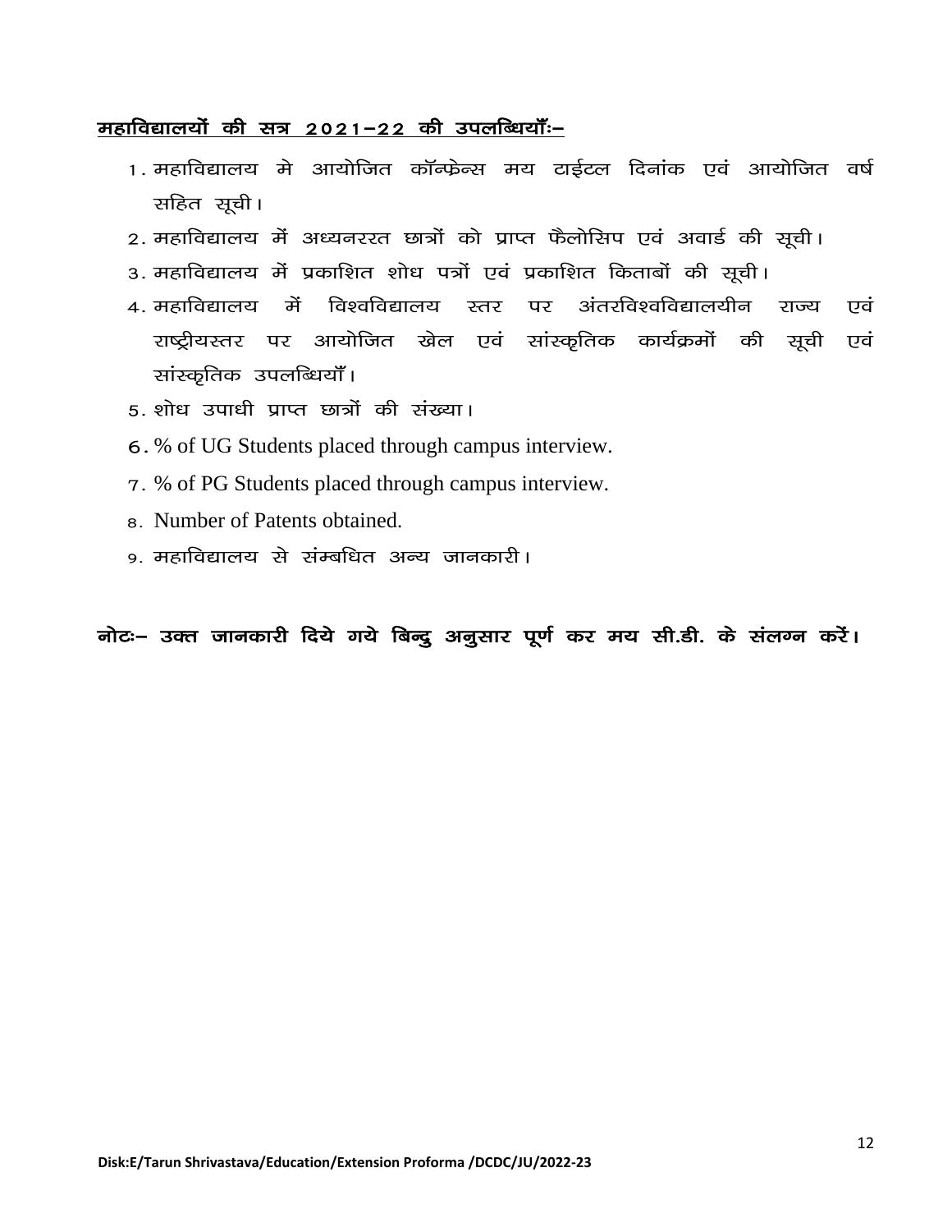**<u>महाविद्यालयों की सत्र 2021–22 की उपलब्धियाँः–</u>**

1. महाविद्यालय मे आयोजित कॉन्फ्रेन्स मय टाईटल दिनांक एवं आयोजित वर्ष सहित सूची।
2. महाविद्यालय में अध्यनरत छात्रों को प्राप्त फैलोसिप एवं अवार्ड की सूची।
3. महाविद्यालय में प्रकाशित शोध पत्रों एवं प्रकाशित किताबों की सूची।
4. महाविद्यालय में विश्वविद्यालय स्तर पर अंतरविश्वविद्यालयीन राज्य एवं राष्ट्रीयस्तर पर आयोजित खेल एवं सांस्कृतिक कार्यक्रमों की सूची एवं सांस्कृतिक उपलब्धियाँ।
5. शोध उपाधी प्राप्त छात्रों की संख्या।
6. % of UG Students placed through campus interview.
7. % of PG Students placed through campus interview.
8. Number of Patents obtained.
9. महाविद्यालय से संम्बधित अन्य जानकारी।

**नोटः– उक्त जानकारी दिये गये बिन्दु अनुसार पूर्ण कर मय सी.डी. के संलग्न करें।**

**Disk:E/Tarun Shrivastava/Education/Extension Proforma /DCDC/JU/2022-23**